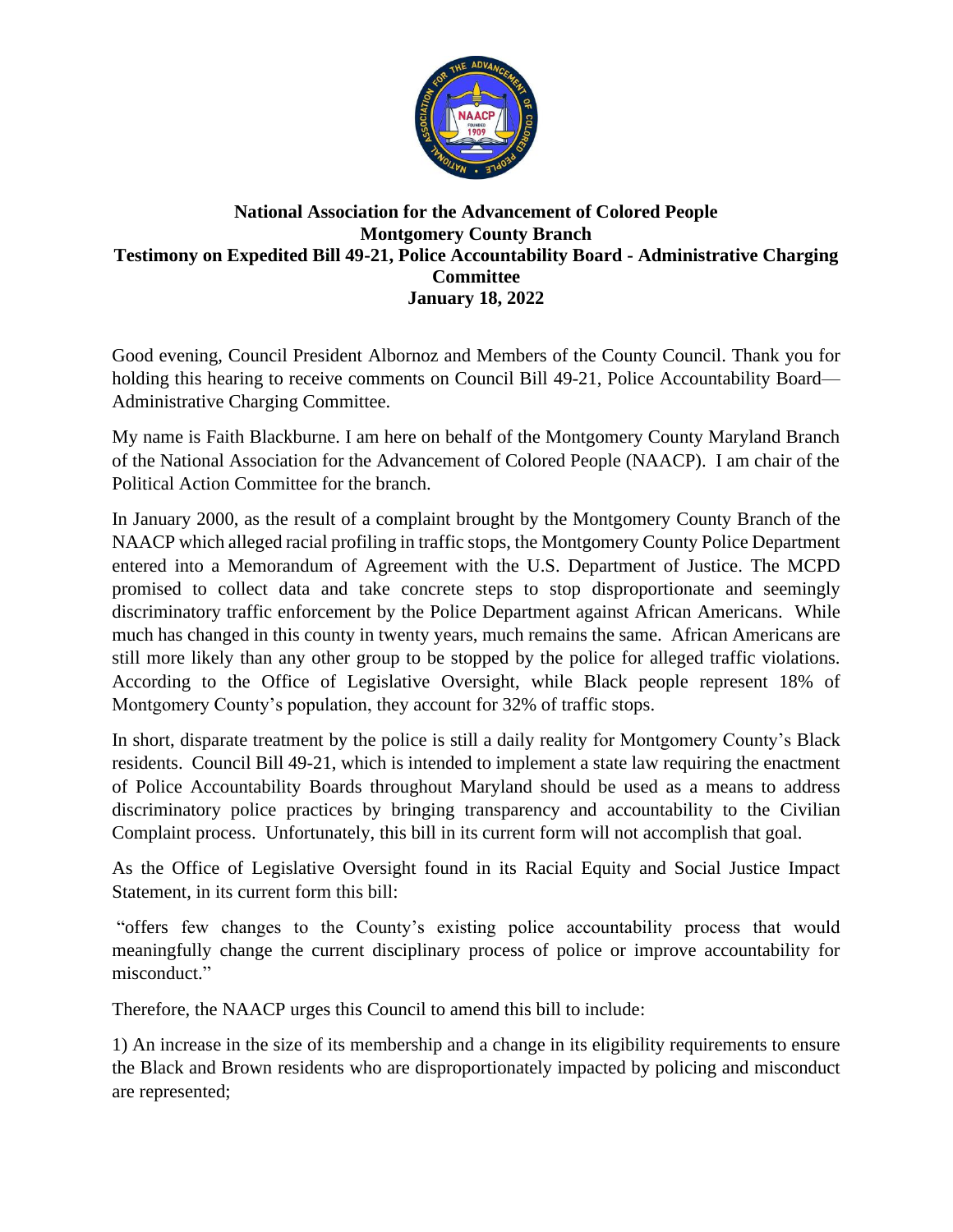**National Association for the Advancement of Colored People**
**Montgomery County Branch**
**Testimony on Expedited Bill 49-21, Police Accountability Board - Administrative Charging Committee**
**January 18, 2022**

Good evening, Council President Albornoz and Members of the County Council. Thank you for holding this hearing to receive comments on Council Bill 49-21, Police Accountability Board—Administrative Charging Committee.

My name is Faith Blackburne. I am here on behalf of the Montgomery County Maryland Branch of the National Association for the Advancement of Colored People (NAACP). I am chair of the Political Action Committee for the branch.

In January 2000, as the result of a complaint brought by the Montgomery County Branch of the NAACP which alleged racial profiling in traffic stops, the Montgomery County Police Department entered into a Memorandum of Agreement with the U.S. Department of Justice. The MCPD promised to collect data and take concrete steps to stop disproportionate and seemingly discriminatory traffic enforcement by the Police Department against African Americans. While much has changed in this county in twenty years, much remains the same. African Americans are still more likely than any other group to be stopped by the police for alleged traffic violations. According to the Office of Legislative Oversight, while Black people represent 18% of Montgomery County's population, they account for 32% of traffic stops.

In short, disparate treatment by the police is still a daily reality for Montgomery County's Black residents. Council Bill 49-21, which is intended to implement a state law requiring the enactment of Police Accountability Boards throughout Maryland should be used as a means to address discriminatory police practices by bringing transparency and accountability to the Civilian Complaint process. Unfortunately, this bill in its current form will not accomplish that goal.

As the Office of Legislative Oversight found in its Racial Equity and Social Justice Impact Statement, in its current form this bill:

"offers few changes to the County's existing police accountability process that would meaningfully change the current disciplinary process of police or improve accountability for misconduct."

Therefore, the NAACP urges this Council to amend this bill to include:

1) An increase in the size of its membership and a change in its eligibility requirements to ensure the Black and Brown residents who are disproportionately impacted by policing and misconduct are represented;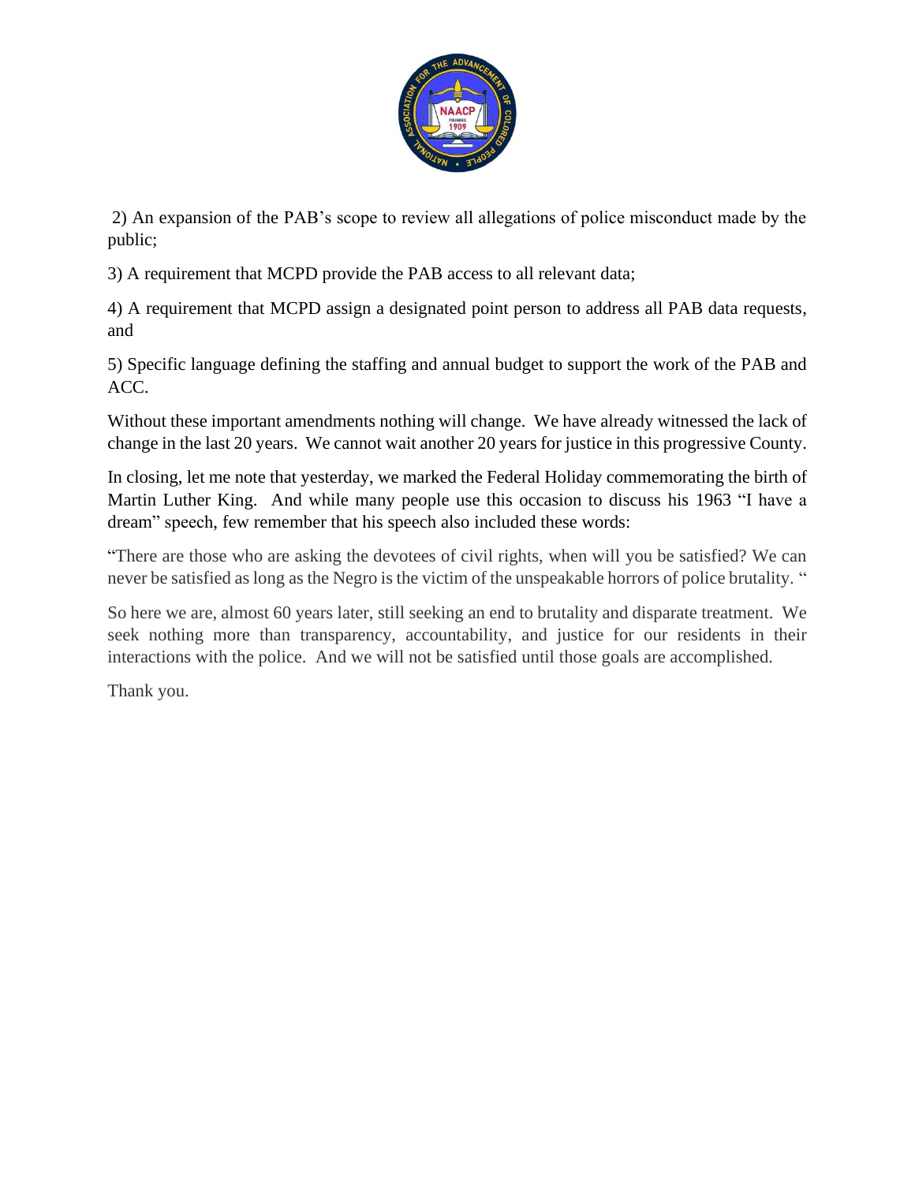2) An expansion of the PAB's scope to review all allegations of police misconduct made by the public;

3) A requirement that MCPD provide the PAB access to all relevant data;

4) A requirement that MCPD assign a designated point person to address all PAB data requests, and

5) Specific language defining the staffing and annual budget to support the work of the PAB and ACC.

Without these important amendments nothing will change. We have already witnessed the lack of change in the last 20 years. We cannot wait another 20 years for justice in this progressive County.

In closing, let me note that yesterday, we marked the Federal Holiday commemorating the birth of Martin Luther King. And while many people use this occasion to discuss his 1963 "I have a dream" speech, few remember that his speech also included these words:

"There are those who are asking the devotees of civil rights, when will you be satisfied? We can never be satisfied as long as the Negro is the victim of the unspeakable horrors of police brutality. "

So here we are, almost 60 years later, still seeking an end to brutality and disparate treatment. We seek nothing more than transparency, accountability, and justice for our residents in their interactions with the police. And we will not be satisfied until those goals are accomplished.

Thank you.